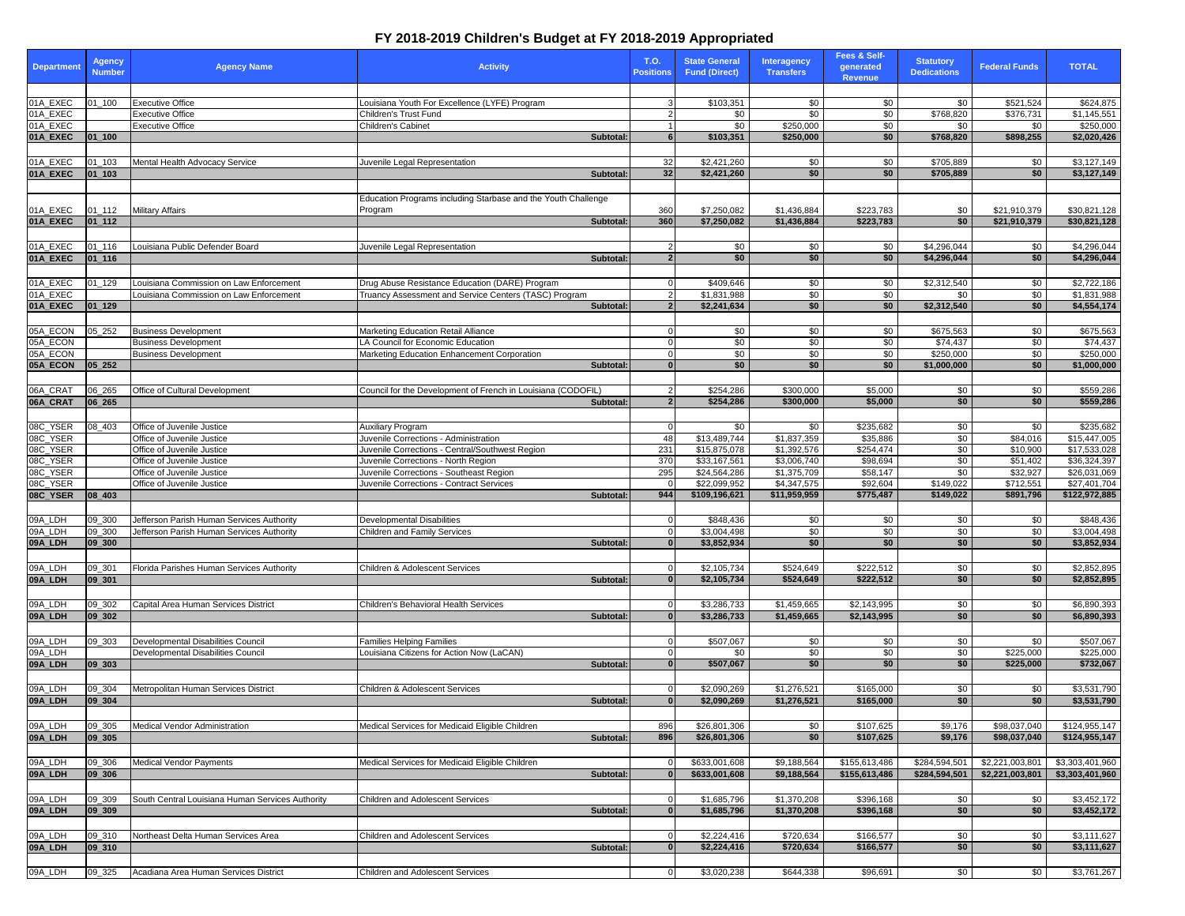# FY 2018-2019 Children's Budget at FY 2018-2019 Appropriated

| Department | Agency Number | Agency Name | Activity | T.O. Positions | State General Fund (Direct) | Interagency Transfers | Fees & Self-generated Revenue | Statutory Dedications | Federal Funds | TOTAL |
|---|---|---|---|---|---|---|---|---|---|---|
| 01A_EXEC | 01_100 | Executive Office | Louisiana Youth For Excellence (LYFE) Program | 3 | $103,351 | $0 | $0 | $0 | $521,524 | $624,875 |
| 01A_EXEC | | Executive Office | Children's Trust Fund | 2 | $0 | $0 | $0 | $768,820 | $376,731 | $1,145,551 |
| 01A_EXEC | | Executive Office | Children's Cabinet | 1 | $0 | $250,000 | $0 | $0 | $0 | $250,000 |
| **01A_EXEC** | **01_100** | | **Subtotal:** | **6** | **$103,351** | **$250,000** | **$0** | **$768,820** | **$898,255** | **$2,020,426** |
| 01A_EXEC | 01_103 | Mental Health Advocacy Service | Juvenile Legal Representation | 32 | $2,421,260 | $0 | $0 | $705,889 | $0 | $3,127,149 |
| **01A_EXEC** | **01_103** | | **Subtotal:** | **32** | **$2,421,260** | **$0** | **$0** | **$705,889** | **$0** | **$3,127,149** |
| 01A_EXEC | 01_112 | Military Affairs | Education Programs including Starbase and the Youth Challenge Program | 360 | $7,250,082 | $1,436,884 | $223,783 | $0 | $21,910,379 | $30,821,128 |
| **01A_EXEC** | **01_112** | | **Subtotal:** | **360** | **$7,250,082** | **$1,436,884** | **$223,783** | **$0** | **$21,910,379** | **$30,821,128** |
| 01A_EXEC | 01_116 | Louisiana Public Defender Board | Juvenile Legal Representation | 2 | $0 | $0 | $0 | $4,296,044 | $0 | $4,296,044 |
| **01A_EXEC** | **01_116** | | **Subtotal:** | **2** | **$0** | **$0** | **$0** | **$4,296,044** | **$0** | **$4,296,044** |
| 01A_EXEC | 01_129 | Louisiana Commission on Law Enforcement | Drug Abuse Resistance Education (DARE) Program | 0 | $409,646 | $0 | $0 | $2,312,540 | $0 | $2,722,186 |
| 01A_EXEC | | Louisiana Commission on Law Enforcement | Truancy Assessment and Service Centers (TASC) Program | 2 | $1,831,988 | $0 | $0 | $0 | $0 | $1,831,988 |
| **01A_EXEC** | **01_129** | | **Subtotal:** | **2** | **$2,241,634** | **$0** | **$0** | **$2,312,540** | **$0** | **$4,554,174** |
| 05A_ECON | 05_252 | Business Development | Marketing Education Retail Alliance | 0 | $0 | $0 | $0 | $675,563 | $0 | $675,563 |
| 05A_ECON | | Business Development | LA Council for Economic Education | 0 | $0 | $0 | $0 | $74,437 | $0 | $74,437 |
| 05A_ECON | | Business Development | Marketing Education Enhancement Corporation | 0 | $0 | $0 | $0 | $250,000 | $0 | $250,000 |
| **05A_ECON** | **05_252** | | **Subtotal:** | **0** | **$0** | **$0** | **$0** | **$1,000,000** | **$0** | **$1,000,000** |
| 06A_CRAT | 06_265 | Office of Cultural Development | Council for the Development of French in Louisiana (CODOFIL) | 2 | $254,286 | $300,000 | $5,000 | $0 | $0 | $559,286 |
| **06A_CRAT** | **06_265** | | **Subtotal:** | **2** | **$254,286** | **$300,000** | **$5,000** | **$0** | **$0** | **$559,286** |
| 08C_YSER | 08_403 | Office of Juvenile Justice | Auxiliary Program | 0 | $0 | $0 | $235,682 | $0 | $0 | $235,682 |
| 08C_YSER | | Office of Juvenile Justice | Juvenile Corrections - Administration | 48 | $13,489,744 | $1,837,359 | $35,886 | $0 | $84,016 | $15,447,005 |
| 08C_YSER | | Office of Juvenile Justice | Juvenile Corrections - Central/Southwest Region | 231 | $15,875,078 | $1,392,576 | $254,474 | $0 | $10,900 | $17,533,028 |
| 08C_YSER | | Office of Juvenile Justice | Juvenile Corrections - North Region | 370 | $33,167,561 | $3,006,740 | $98,694 | $0 | $51,402 | $36,324,397 |
| 08C_YSER | | Office of Juvenile Justice | Juvenile Corrections - Southeast Region | 295 | $24,564,286 | $1,375,709 | $58,147 | $0 | $32,927 | $26,031,069 |
| 08C_YSER | | Office of Juvenile Justice | Juvenile Corrections - Contract Services | 0 | $22,099,952 | $4,347,575 | $92,604 | $149,022 | $712,551 | $27,401,704 |
| **08C_YSER** | **08_403** | | **Subtotal:** | **944** | **$109,196,621** | **$11,959,959** | **$775,487** | **$149,022** | **$891,796** | **$122,972,885** |
| 09A_LDH | 09_300 | Jefferson Parish Human Services Authority | Developmental Disabilities | 0 | $848,436 | $0 | $0 | $0 | $0 | $848,436 |
| 09A_LDH | 09_300 | Jefferson Parish Human Services Authority | Children and Family Services | 0 | $3,004,498 | $0 | $0 | $0 | $0 | $3,004,498 |
| **09A_LDH** | **09_300** | | **Subtotal:** | **0** | **$3,852,934** | **$0** | **$0** | **$0** | **$0** | **$3,852,934** |
| 09A_LDH | 09_301 | Florida Parishes Human Services Authority | Children & Adolescent Services | 0 | $2,105,734 | $524,649 | $222,512 | $0 | $0 | $2,852,895 |
| **09A_LDH** | **09_301** | | **Subtotal:** | **0** | **$2,105,734** | **$524,649** | **$222,512** | **$0** | **$0** | **$2,852,895** |
| 09A_LDH | 09_302 | Capital Area Human Services District | Children's Behavioral Health Services | 0 | $3,286,733 | $1,459,665 | $2,143,995 | $0 | $0 | $6,890,393 |
| **09A_LDH** | **09_302** | | **Subtotal:** | **0** | **$3,286,733** | **$1,459,665** | **$2,143,995** | **$0** | **$0** | **$6,890,393** |
| 09A_LDH | 09_303 | Developmental Disabilities Council | Families Helping Families | 0 | $507,067 | $0 | $0 | $0 | $0 | $507,067 |
| 09A_LDH | | Developmental Disabilities Council | Louisiana Citizens for Action Now (LaCAN) | 0 | $0 | $0 | $0 | $0 | $225,000 | $225,000 |
| **09A_LDH** | **09_303** | | **Subtotal:** | **0** | **$507,067** | **$0** | **$0** | **$0** | **$225,000** | **$732,067** |
| 09A_LDH | 09_304 | Metropolitan Human Services District | Children & Adolescent Services | 0 | $2,090,269 | $1,276,521 | $165,000 | $0 | $0 | $3,531,790 |
| **09A_LDH** | **09_304** | | **Subtotal:** | **0** | **$2,090,269** | **$1,276,521** | **$165,000** | **$0** | **$0** | **$3,531,790** |
| 09A_LDH | 09_305 | Medical Vendor Administration | Medical Services for Medicaid Eligible Children | 896 | $26,801,306 | $0 | $107,625 | $9,176 | $98,037,040 | $124,955,147 |
| **09A_LDH** | **09_305** | | **Subtotal:** | **896** | **$26,801,306** | **$0** | **$107,625** | **$9,176** | **$98,037,040** | **$124,955,147** |
| 09A_LDH | 09_306 | Medical Vendor Payments | Medical Services for Medicaid Eligible Children | 0 | $633,001,608 | $9,188,564 | $155,613,486 | $284,594,501 | $2,221,003,801 | $3,303,401,960 |
| **09A_LDH** | **09_306** | | **Subtotal:** | **0** | **$633,001,608** | **$9,188,564** | **$155,613,486** | **$284,594,501** | **$2,221,003,801** | **$3,303,401,960** |
| 09A_LDH | 09_309 | South Central Louisiana Human Services Authority | Children and Adolescent Services | 0 | $1,685,796 | $1,370,208 | $396,168 | $0 | $0 | $3,452,172 |
| **09A_LDH** | **09_309** | | **Subtotal:** | **0** | **$1,685,796** | **$1,370,208** | **$396,168** | **$0** | **$0** | **$3,452,172** |
| 09A_LDH | 09_310 | Northeast Delta Human Services Area | Children and Adolescent Services | 0 | $2,224,416 | $720,634 | $166,577 | $0 | $0 | $3,111,627 |
| **09A_LDH** | **09_310** | | **Subtotal:** | **0** | **$2,224,416** | **$720,634** | **$166,577** | **$0** | **$0** | **$3,111,627** |
| 09A_LDH | 09_325 | Acadiana Area Human Services District | Children and Adolescent Services | 0 | $3,020,238 | $644,338 | $96,691 | $0 | $0 | $3,761,267 |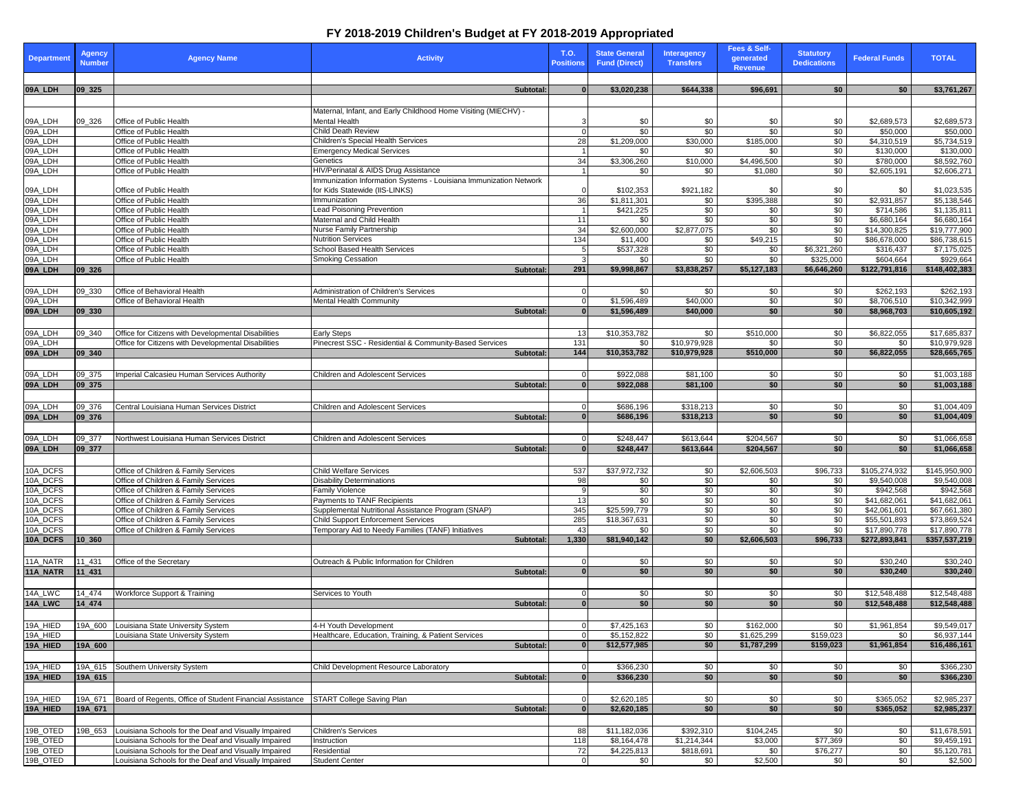# FY 2018-2019 Children's Budget at FY 2018-2019 Appropriated

| Department | Agency Number | Agency Name | Activity | T.O. Positions | State General Fund (Direct) | Interagency Transfers | Fees & Self-generated Revenue | Statutory Dedications | Federal Funds | TOTAL |
|---|---|---|---|---|---|---|---|---|---|---|
| **09A_LDH** | **09_325** | | **Subtotal:** | **0** | **$3,020,238** | **$644,338** | **$96,691** | **$0** | **$0** | **$3,761,267** |
| 09A_LDH | 09_326 | Office of Public Health | Maternal, Infant, and Early Childhood Home Visiting (MIECHV) - Mental Health | 3 | $0 | $0 | $0 | $0 | $2,689,573 | $2,689,573 |
| 09A_LDH | | Office of Public Health | Child Death Review | 0 | $0 | $0 | $0 | $0 | $50,000 | $50,000 |
| 09A_LDH | | Office of Public Health | Children's Special Health Services | 28 | $1,209,000 | $30,000 | $185,000 | $0 | $4,310,519 | $5,734,519 |
| 09A_LDH | | Office of Public Health | Emergency Medical Services | 1 | $0 | $0 | $0 | $0 | $130,000 | $130,000 |
| 09A_LDH | | Office of Public Health | Genetics | 34 | $3,306,260 | $10,000 | $4,496,500 | $0 | $780,000 | $8,592,760 |
| 09A_LDH | | Office of Public Health | HIV/Perinatal & AIDS Drug Assistance | 1 | $0 | $0 | $1,080 | $0 | $2,605,191 | $2,606,271 |
| 09A_LDH | | Office of Public Health | Immunization Information Systems - Louisiana Immunization Network for Kids Statewide (IIS-LINKS) | 0 | $102,353 | $921,182 | $0 | $0 | $0 | $1,023,535 |
| 09A_LDH | | Office of Public Health | Immunization | 36 | $1,811,301 | $0 | $395,388 | $0 | $2,931,857 | $5,138,546 |
| 09A_LDH | | Office of Public Health | Lead Poisoning Prevention | 1 | $421,225 | $0 | $0 | $0 | $714,586 | $1,135,811 |
| 09A_LDH | | Office of Public Health | Maternal and Child Health | 11 | $0 | $0 | $0 | $0 | $6,680,164 | $6,680,164 |
| 09A_LDH | | Office of Public Health | Nurse Family Partnership | 34 | $2,600,000 | $2,877,075 | $0 | $0 | $14,300,825 | $19,777,900 |
| 09A_LDH | | Office of Public Health | Nutrition Services | 134 | $11,400 | $0 | $49,215 | $0 | $86,678,000 | $86,738,615 |
| 09A_LDH | | Office of Public Health | School Based Health Services | 5 | $537,328 | $0 | $0 | $6,321,260 | $316,437 | $7,175,025 |
| 09A_LDH | | Office of Public Health | Smoking Cessation | 3 | $0 | $0 | $0 | $325,000 | $604,664 | $929,664 |
| **09A_LDH** | **09_326** | | **Subtotal:** | **291** | **$9,998,867** | **$3,838,257** | **$5,127,183** | **$6,646,260** | **$122,791,816** | **$148,402,383** |
| 09A_LDH | 09_330 | Office of Behavioral Health | Administration of Children's Services | 0 | $0 | $0 | $0 | $0 | $262,193 | $262,193 |
| 09A_LDH | | Office of Behavioral Health | Mental Health Community | 0 | $1,596,489 | $40,000 | $0 | $0 | $8,706,510 | $10,342,999 |
| **09A_LDH** | **09_330** | | **Subtotal:** | **0** | **$1,596,489** | **$40,000** | **$0** | **$0** | **$8,968,703** | **$10,605,192** |
| 09A_LDH | 09_340 | Office for Citizens with Developmental Disabilities | Early Steps | 13 | $10,353,782 | $0 | $510,000 | $0 | $6,822,055 | $17,685,837 |
| 09A_LDH | | Office for Citizens with Developmental Disabilities | Pinecrest SSC - Residential & Community-Based Services | 131 | $0 | $10,979,928 | $0 | $0 | $0 | $10,979,928 |
| **09A_LDH** | **09_340** | | **Subtotal:** | **144** | **$10,353,782** | **$10,979,928** | **$510,000** | **$0** | **$6,822,055** | **$28,665,765** |
| 09A_LDH | 09_375 | Imperial Calcasieu Human Services Authority | Children and Adolescent Services | 0 | $922,088 | $81,100 | $0 | $0 | $0 | $1,003,188 |
| **09A_LDH** | **09_375** | | **Subtotal:** | **0** | **$922,088** | **$81,100** | **$0** | **$0** | **$0** | **$1,003,188** |
| 09A_LDH | 09_376 | Central Louisiana Human Services District | Children and Adolescent Services | 0 | $686,196 | $318,213 | $0 | $0 | $0 | $1,004,409 |
| **09A_LDH** | **09_376** | | **Subtotal:** | **0** | **$686,196** | **$318,213** | **$0** | **$0** | **$0** | **$1,004,409** |
| 09A_LDH | 09_377 | Northwest Louisiana Human Services District | Children and Adolescent Services | 0 | $248,447 | $613,644 | $204,567 | $0 | $0 | $1,066,658 |
| **09A_LDH** | **09_377** | | **Subtotal:** | **0** | **$248,447** | **$613,644** | **$204,567** | **$0** | **$0** | **$1,066,658** |
| 10A_DCFS | | Office of Children & Family Services | Child Welfare Services | 537 | $37,972,732 | $0 | $2,606,503 | $96,733 | $105,274,932 | $145,950,900 |
| 10A_DCFS | | Office of Children & Family Services | Disability Determinations | 98 | $0 | $0 | $0 | $0 | $9,540,008 | $9,540,008 |
| 10A_DCFS | | Office of Children & Family Services | Family Violence | 9 | $0 | $0 | $0 | $0 | $942,568 | $942,568 |
| 10A_DCFS | | Office of Children & Family Services | Payments to TANF Recipients | 13 | $0 | $0 | $0 | $0 | $41,682,061 | $41,682,061 |
| 10A_DCFS | | Office of Children & Family Services | Supplemental Nutritional Assistance Program (SNAP) | 345 | $25,599,779 | $0 | $0 | $0 | $42,061,601 | $67,661,380 |
| 10A_DCFS | | Office of Children & Family Services | Child Support Enforcement Services | 285 | $18,367,631 | $0 | $0 | $0 | $55,501,893 | $73,869,524 |
| 10A_DCFS | | Office of Children & Family Services | Temporary Aid to Needy Families (TANF) Initiatives | 43 | $0 | $0 | $0 | $0 | $17,890,778 | $17,890,778 |
| **10A_DCFS** | **10_360** | | **Subtotal:** | **1,330** | **$81,940,142** | **$0** | **$2,606,503** | **$96,733** | **$272,893,841** | **$357,537,219** |
| 11A_NATR | 11_431 | Office of the Secretary | Outreach & Public Information for Children | 0 | $0 | $0 | $0 | $0 | $30,240 | $30,240 |
| **11A_NATR** | **11_431** | | **Subtotal:** | **0** | **$0** | **$0** | **$0** | **$0** | **$30,240** | **$30,240** |
| 14A_LWC | 14_474 | Workforce Support & Training | Services to Youth | 0 | $0 | $0 | $0 | $0 | $12,548,488 | $12,548,488 |
| **14A_LWC** | **14_474** | | **Subtotal:** | **0** | **$0** | **$0** | **$0** | **$0** | **$12,548,488** | **$12,548,488** |
| 19A_HIED | 19A_600 | Louisiana State University System | 4-H Youth Development | 0 | $7,425,163 | $0 | $162,000 | $0 | $1,961,854 | $9,549,017 |
| 19A_HIED | | Louisiana State University System | Healthcare, Education, Training, & Patient Services | 0 | $5,152,822 | $0 | $1,625,299 | $159,023 | $0 | $6,937,144 |
| **19A_HIED** | **19A_600** | | **Subtotal:** | **0** | **$12,577,985** | **$0** | **$1,787,299** | **$159,023** | **$1,961,854** | **$16,486,161** |
| 19A_HIED | 19A_615 | Southern University System | Child Development Resource Laboratory | 0 | $366,230 | $0 | $0 | $0 | $0 | $366,230 |
| **19A_HIED** | **19A_615** | | **Subtotal:** | **0** | **$366,230** | **$0** | **$0** | **$0** | **$0** | **$366,230** |
| 19A_HIED | 19A_671 | Board of Regents, Office of Student Financial Assistance | START College Saving Plan | 0 | $2,620,185 | $0 | $0 | $0 | $365,052 | $2,985,237 |
| **19A_HIED** | **19A_671** | | **Subtotal:** | **0** | **$2,620,185** | **$0** | **$0** | **$0** | **$365,052** | **$2,985,237** |
| 19B_OTED | 19B_653 | Louisiana Schools for the Deaf and Visually Impaired | Children's Services | 88 | $11,182,036 | $392,310 | $104,245 | $0 | $0 | $11,678,591 |
| 19B_OTED | | Louisiana Schools for the Deaf and Visually Impaired | Instruction | 118 | $8,164,478 | $1,214,344 | $3,000 | $77,369 | $0 | $9,459,191 |
| 19B_OTED | | Louisiana Schools for the Deaf and Visually Impaired | Residential | 72 | $4,225,813 | $818,691 | $0 | $76,277 | $0 | $5,120,781 |
| 19B_OTED | | Louisiana Schools for the Deaf and Visually Impaired | Student Center | 0 | $0 | $0 | $2,500 | $0 | $0 | $2,500 |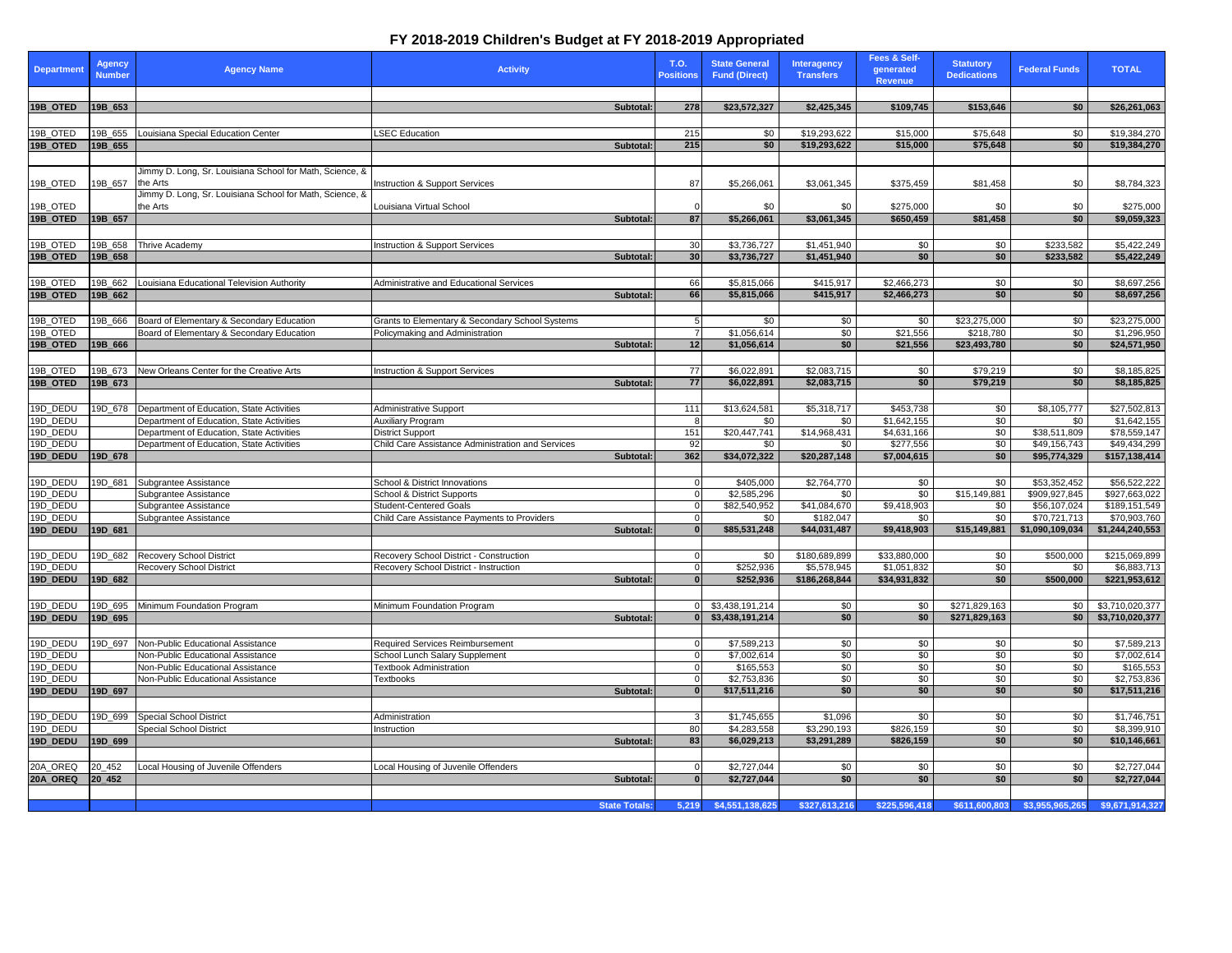# FY 2018-2019 Children's Budget at FY 2018-2019 Appropriated

| Department | Agency Number | Agency Name | Activity | T.O. Positions | State General Fund (Direct) | Interagency Transfers | Fees & Self-generated Revenue | Statutory Dedications | Federal Funds | TOTAL |
|---|---|---|---|---|---|---|---|---|---|---|
| **19B_OTED** | **19B_653** | | **Subtotal:** | **278** | **$23,572,327** | **$2,425,345** | **$109,745** | **$153,646** | **$0** | **$26,261,063** |
| 19B_OTED | 19B_655 | Louisiana Special Education Center | LSEC Education | 215 | $0 | $19,293,622 | $15,000 | $75,648 | $0 | $19,384,270 |
| **19B_OTED** | **19B_655** | | **Subtotal:** | **215** | **$0** | **$19,293,622** | **$15,000** | **$75,648** | **$0** | **$19,384,270** |
| 19B_OTED | 19B_657 | Jimmy D. Long, Sr. Louisiana School for Math, Science, & the Arts | Instruction & Support Services | 87 | $5,266,061 | $3,061,345 | $375,459 | $81,458 | $0 | $8,784,323 |
| 19B_OTED | | Jimmy D. Long, Sr. Louisiana School for Math, Science, & the Arts | Louisiana Virtual School | 0 | $0 | $0 | $275,000 | $0 | $0 | $275,000 |
| **19B_OTED** | **19B_657** | | **Subtotal:** | **87** | **$5,266,061** | **$3,061,345** | **$650,459** | **$81,458** | **$0** | **$9,059,323** |
| 19B_OTED | 19B_658 | Thrive Academy | Instruction & Support Services | 30 | $3,736,727 | $1,451,940 | $0 | $0 | $233,582 | $5,422,249 |
| **19B_OTED** | **19B_658** | | **Subtotal:** | **30** | **$3,736,727** | **$1,451,940** | **$0** | **$0** | **$233,582** | **$5,422,249** |
| 19B_OTED | 19B_662 | Louisiana Educational Television Authority | Administrative and Educational Services | 66 | $5,815,066 | $415,917 | $2,466,273 | $0 | $0 | $8,697,256 |
| **19B_OTED** | **19B_662** | | **Subtotal:** | **66** | **$5,815,066** | **$415,917** | **$2,466,273** | **$0** | **$0** | **$8,697,256** |
| 19B_OTED | 19B_666 | Board of Elementary & Secondary Education | Grants to Elementary & Secondary School Systems | 5 | $0 | $0 | $0 | $23,275,000 | $0 | $23,275,000 |
| 19B_OTED | | Board of Elementary & Secondary Education | Policymaking and Administration | 7 | $1,056,614 | $0 | $21,556 | $218,780 | $0 | $1,296,950 |
| **19B_OTED** | **19B_666** | | **Subtotal:** | **12** | **$1,056,614** | **$0** | **$21,556** | **$23,493,780** | **$0** | **$24,571,950** |
| 19B_OTED | 19B_673 | New Orleans Center for the Creative Arts | Instruction & Support Services | 77 | $6,022,891 | $2,083,715 | $0 | $79,219 | $0 | $8,185,825 |
| **19B_OTED** | **19B_673** | | **Subtotal:** | **77** | **$6,022,891** | **$2,083,715** | **$0** | **$79,219** | **$0** | **$8,185,825** |
| 19D_DEDU | 19D_678 | Department of Education, State Activities | Administrative Support | 111 | $13,624,581 | $5,318,717 | $453,738 | $0 | $8,105,777 | $27,502,813 |
| 19D_DEDU | | Department of Education, State Activities | Auxiliary Program | 8 | $0 | $1,642,155 | $0 | $0 | $0 | $1,642,155 |
| 19D_DEDU | | Department of Education, State Activities | District Support | 151 | $20,447,741 | $14,968,431 | $4,631,166 | $0 | $38,511,809 | $78,559,147 |
| 19D_DEDU | | Department of Education, State Activities | Child Care Assistance Administration and Services | 92 | $0 | $0 | $277,556 | $0 | $49,156,743 | $49,434,299 |
| **19D_DEDU** | **19D_678** | | **Subtotal:** | **362** | **$34,072,322** | **$20,287,148** | **$7,004,615** | **$0** | **$95,774,329** | **$157,138,414** |
| 19D_DEDU | 19D_681 | Subgrantee Assistance | School & District Innovations | 0 | $405,000 | $2,764,770 | $0 | $0 | $53,352,452 | $56,522,222 |
| 19D_DEDU | | Subgrantee Assistance | School & District Supports | 0 | $2,585,296 | $0 | $0 | $15,149,881 | $909,927,845 | $927,663,022 |
| 19D_DEDU | | Subgrantee Assistance | Student-Centered Goals | 0 | $82,540,952 | $41,084,670 | $9,418,903 | $0 | $56,107,024 | $189,151,549 |
| 19D_DEDU | | Subgrantee Assistance | Child Care Assistance Payments to Providers | 0 | $0 | $182,047 | $0 | $0 | $70,721,713 | $70,903,760 |
| **19D_DEDU** | **19D_681** | | **Subtotal:** | **0** | **$85,531,248** | **$44,031,487** | **$9,418,903** | **$15,149,881** | **$1,090,109,034** | **$1,244,240,553** |
| 19D_DEDU | 19D_682 | Recovery School District | Recovery School District - Construction | 0 | $0 | $180,689,899 | $33,880,000 | $0 | $500,000 | $215,069,899 |
| 19D_DEDU | | Recovery School District | Recovery School District - Instruction | 0 | $252,936 | $5,578,945 | $1,051,832 | $0 | $0 | $6,883,713 |
| **19D_DEDU** | **19D_682** | | **Subtotal:** | **0** | **$252,936** | **$186,268,844** | **$34,931,832** | **$0** | **$500,000** | **$221,953,612** |
| 19D_DEDU | 19D_695 | Minimum Foundation Program | Minimum Foundation Program | 0 | $3,438,191,214 | $0 | $0 | $271,829,163 | $0 | $3,710,020,377 |
| **19D_DEDU** | **19D_695** | | **Subtotal:** | **0** | **$3,438,191,214** | **$0** | **$0** | **$271,829,163** | **$0** | **$3,710,020,377** |
| 19D_DEDU | 19D_697 | Non-Public Educational Assistance | Required Services Reimbursement | 0 | $7,589,213 | $0 | $0 | $0 | $0 | $7,589,213 |
| 19D_DEDU | | Non-Public Educational Assistance | School Lunch Salary Supplement | 0 | $7,002,614 | $0 | $0 | $0 | $0 | $7,002,614 |
| 19D_DEDU | | Non-Public Educational Assistance | Textbook Administration | 0 | $165,553 | $0 | $0 | $0 | $0 | $165,553 |
| 19D_DEDU | | Non-Public Educational Assistance | Textbooks | 0 | $2,753,836 | $0 | $0 | $0 | $0 | $2,753,836 |
| **19D_DEDU** | **19D_697** | | **Subtotal:** | **0** | **$17,511,216** | **$0** | **$0** | **$0** | **$0** | **$17,511,216** |
| 19D_DEDU | 19D_699 | Special School District | Administration | 3 | $1,745,655 | $1,096 | $0 | $0 | $0 | $1,746,751 |
| 19D_DEDU | | Special School District | Instruction | 80 | $4,283,558 | $3,290,193 | $826,159 | $0 | $0 | $8,399,910 |
| **19D_DEDU** | **19D_699** | | **Subtotal:** | **83** | **$6,029,213** | **$3,291,289** | **$826,159** | **$0** | **$0** | **$10,146,661** |
| 20A_OREQ | 20_452 | Local Housing of Juvenile Offenders | Local Housing of Juvenile Offenders | 0 | $2,727,044 | $0 | $0 | $0 | $0 | $2,727,044 |
| **20A_OREQ** | **20_452** | | **Subtotal:** | **0** | **$2,727,044** | **$0** | **$0** | **$0** | **$0** | **$2,727,044** |
| | | | **State Totals:** | **5,219** | **$4,551,138,625** | **$327,613,216** | **$225,596,418** | **$611,600,803** | **$3,955,965,265** | **$9,671,914,327** |